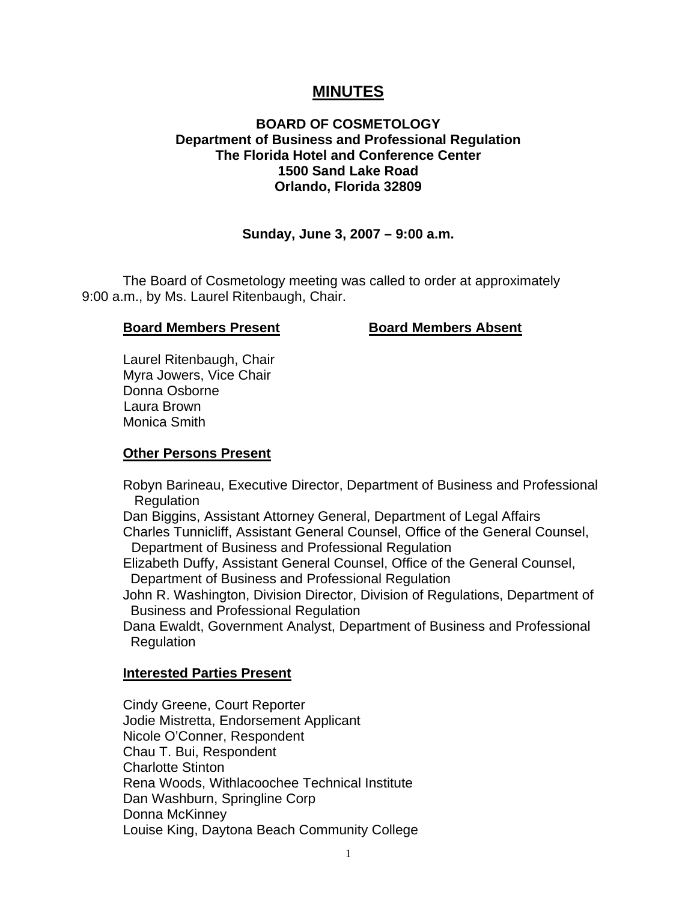# MINUTES

**BOARD OF COSMETOLOGY**
**Department of Business and Professional Regulation**
**The Florida Hotel and Conference Center**
**1500 Sand Lake Road**
**Orlando, Florida 32809**

**Sunday, June 3, 2007 – 9:00 a.m.**

The Board of Cosmetology meeting was called to order at approximately 9:00 a.m., by Ms. Laurel Ritenbaugh, Chair.

| **Board Members Present** | **Board Members Absent** |
|---|---|
| Laurel Ritenbaugh, Chair | |
| Myra Jowers, Vice Chair | |
| Donna Osborne | |
| Laura Brown | |
| Monica Smith | |

**Other Persons Present**

Robyn Barineau, Executive Director, Department of Business and Professional Regulation
Dan Biggins, Assistant Attorney General, Department of Legal Affairs
Charles Tunnicliff, Assistant General Counsel, Office of the General Counsel, Department of Business and Professional Regulation
Elizabeth Duffy, Assistant General Counsel, Office of the General Counsel, Department of Business and Professional Regulation
John R. Washington, Division Director, Division of Regulations, Department of Business and Professional Regulation
Dana Ewaldt, Government Analyst, Department of Business and Professional Regulation

**Interested Parties Present**

Cindy Greene, Court Reporter
Jodie Mistretta, Endorsement Applicant
Nicole O'Conner, Respondent
Chau T. Bui, Respondent
Charlotte Stinton
Rena Woods, Withlacoochee Technical Institute
Dan Washburn, Springline Corp
Donna McKinney
Louise King, Daytona Beach Community College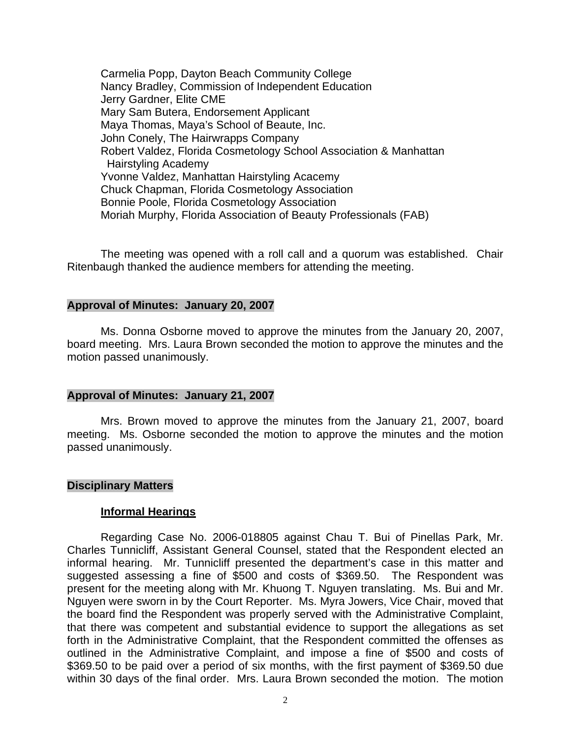Carmelia Popp, Dayton Beach Community College
Nancy Bradley, Commission of Independent Education
Jerry Gardner, Elite CME
Mary Sam Butera, Endorsement Applicant
Maya Thomas, Maya's School of Beaute, Inc.
John Conely, The Hairwrapps Company
Robert Valdez, Florida Cosmetology School Association & Manhattan Hairstyling Academy
Yvonne Valdez, Manhattan Hairstyling Acacemy
Chuck Chapman, Florida Cosmetology Association
Bonnie Poole, Florida Cosmetology Association
Moriah Murphy, Florida Association of Beauty Professionals (FAB)

The meeting was opened with a roll call and a quorum was established. Chair Ritenbaugh thanked the audience members for attending the meeting.

**Approval of Minutes: January 20, 2007**

Ms. Donna Osborne moved to approve the minutes from the January 20, 2007, board meeting. Mrs. Laura Brown seconded the motion to approve the minutes and the motion passed unanimously.

**Approval of Minutes: January 21, 2007**

Mrs. Brown moved to approve the minutes from the January 21, 2007, board meeting. Ms. Osborne seconded the motion to approve the minutes and the motion passed unanimously.

**Disciplinary Matters**

**Informal Hearings**

Regarding Case No. 2006-018805 against Chau T. Bui of Pinellas Park, Mr. Charles Tunnicliff, Assistant General Counsel, stated that the Respondent elected an informal hearing. Mr. Tunnicliff presented the department's case in this matter and suggested assessing a fine of $500 and costs of $369.50. The Respondent was present for the meeting along with Mr. Khuong T. Nguyen translating. Ms. Bui and Mr. Nguyen were sworn in by the Court Reporter. Ms. Myra Jowers, Vice Chair, moved that the board find the Respondent was properly served with the Administrative Complaint, that there was competent and substantial evidence to support the allegations as set forth in the Administrative Complaint, that the Respondent committed the offenses as outlined in the Administrative Complaint, and impose a fine of $500 and costs of $369.50 to be paid over a period of six months, with the first payment of $369.50 due within 30 days of the final order. Mrs. Laura Brown seconded the motion. The motion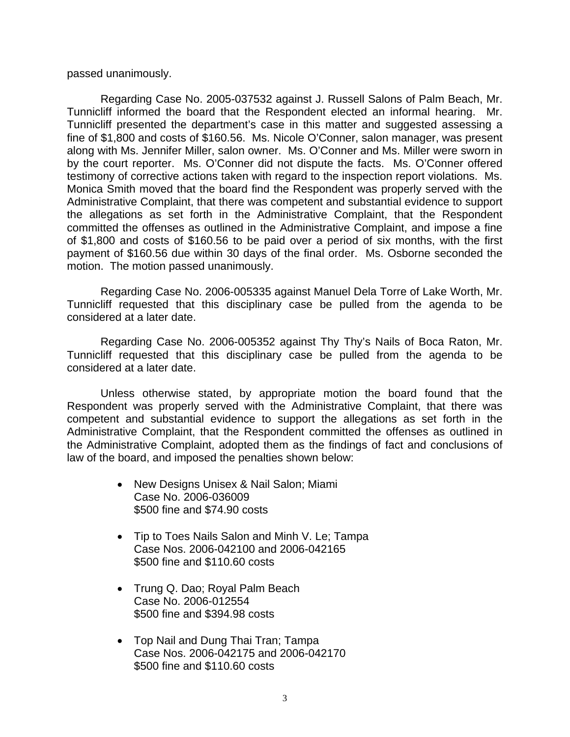passed unanimously.

Regarding Case No. 2005-037532 against J. Russell Salons of Palm Beach, Mr. Tunnicliff informed the board that the Respondent elected an informal hearing. Mr. Tunnicliff presented the department's case in this matter and suggested assessing a fine of $1,800 and costs of $160.56. Ms. Nicole O'Conner, salon manager, was present along with Ms. Jennifer Miller, salon owner. Ms. O'Conner and Ms. Miller were sworn in by the court reporter. Ms. O'Conner did not dispute the facts. Ms. O'Conner offered testimony of corrective actions taken with regard to the inspection report violations. Ms. Monica Smith moved that the board find the Respondent was properly served with the Administrative Complaint, that there was competent and substantial evidence to support the allegations as set forth in the Administrative Complaint, that the Respondent committed the offenses as outlined in the Administrative Complaint, and impose a fine of $1,800 and costs of $160.56 to be paid over a period of six months, with the first payment of $160.56 due within 30 days of the final order. Ms. Osborne seconded the motion. The motion passed unanimously.

Regarding Case No. 2006-005335 against Manuel Dela Torre of Lake Worth, Mr. Tunnicliff requested that this disciplinary case be pulled from the agenda to be considered at a later date.

Regarding Case No. 2006-005352 against Thy Thy's Nails of Boca Raton, Mr. Tunnicliff requested that this disciplinary case be pulled from the agenda to be considered at a later date.

Unless otherwise stated, by appropriate motion the board found that the Respondent was properly served with the Administrative Complaint, that there was competent and substantial evidence to support the allegations as set forth in the Administrative Complaint, that the Respondent committed the offenses as outlined in the Administrative Complaint, adopted them as the findings of fact and conclusions of law of the board, and imposed the penalties shown below:

- New Designs Unisex & Nail Salon; Miami
  Case No. 2006-036009
  $500 fine and $74.90 costs

- Tip to Toes Nails Salon and Minh V. Le; Tampa
  Case Nos. 2006-042100 and 2006-042165
  $500 fine and $110.60 costs

- Trung Q. Dao; Royal Palm Beach
  Case No. 2006-012554
  $500 fine and $394.98 costs

- Top Nail and Dung Thai Tran; Tampa
  Case Nos. 2006-042175 and 2006-042170
  $500 fine and $110.60 costs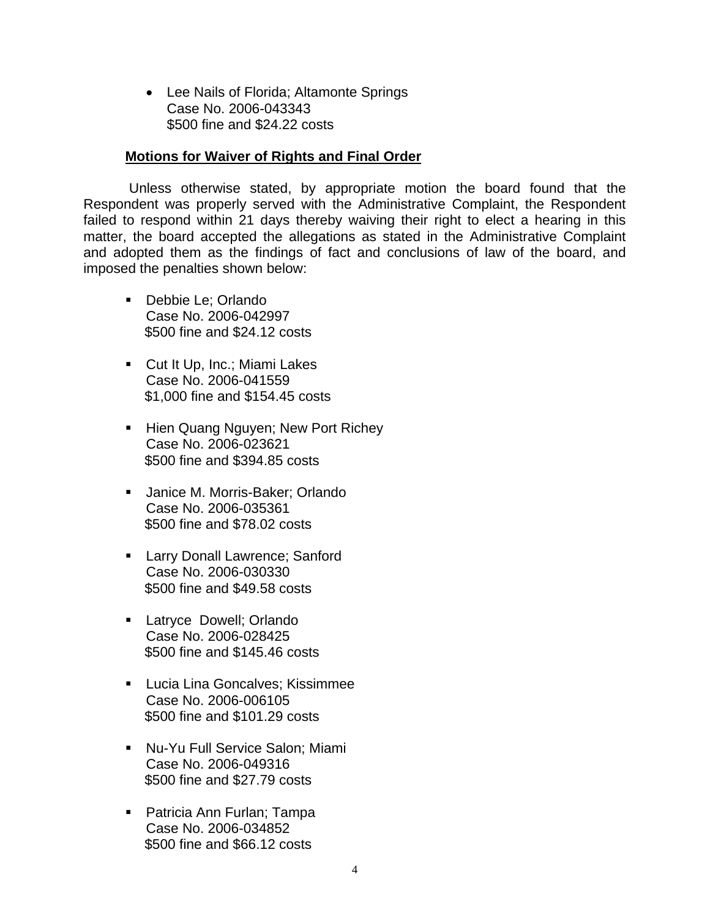- Lee Nails of Florida; Altamonte Springs
  Case No. 2006-043343
  $500 fine and $24.22 costs

**Motions for Waiver of Rights and Final Order**

Unless otherwise stated, by appropriate motion the board found that the Respondent was properly served with the Administrative Complaint, the Respondent failed to respond within 21 days thereby waiving their right to elect a hearing in this matter, the board accepted the allegations as stated in the Administrative Complaint and adopted them as the findings of fact and conclusions of law of the board, and imposed the penalties shown below:

- Debbie Le; Orlando
  Case No. 2006-042997
  $500 fine and $24.12 costs

- Cut It Up, Inc.; Miami Lakes
  Case No. 2006-041559
  $1,000 fine and $154.45 costs

- Hien Quang Nguyen; New Port Richey
  Case No. 2006-023621
  $500 fine and $394.85 costs

- Janice M. Morris-Baker; Orlando
  Case No. 2006-035361
  $500 fine and $78.02 costs

- Larry Donall Lawrence; Sanford
  Case No. 2006-030330
  $500 fine and $49.58 costs

- Latryce Dowell; Orlando
  Case No. 2006-028425
  $500 fine and $145.46 costs

- Lucia Lina Goncalves; Kissimmee
  Case No. 2006-006105
  $500 fine and $101.29 costs

- Nu-Yu Full Service Salon; Miami
  Case No. 2006-049316
  $500 fine and $27.79 costs

- Patricia Ann Furlan; Tampa
  Case No. 2006-034852
  $500 fine and $66.12 costs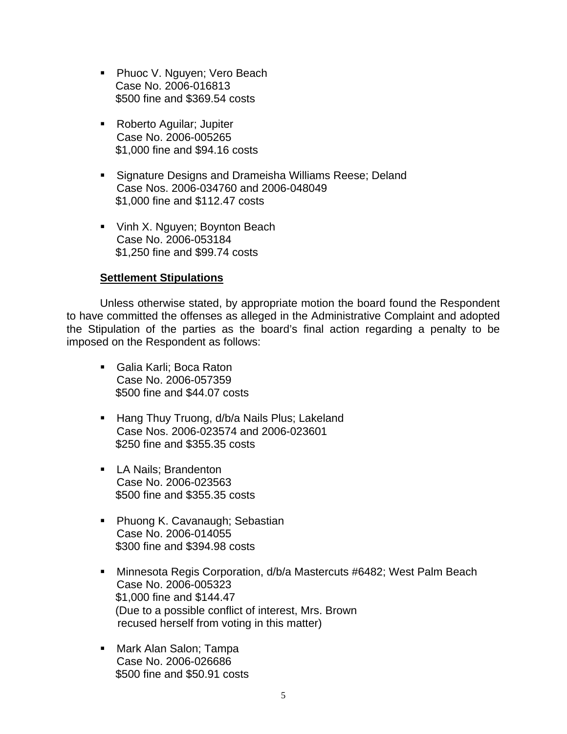- Phuoc V. Nguyen; Vero Beach
  Case No. 2006-016813
  $500 fine and $369.54 costs

- Roberto Aguilar; Jupiter
  Case No. 2006-005265
  $1,000 fine and $94.16 costs

- Signature Designs and Drameisha Williams Reese; Deland
  Case Nos. 2006-034760 and 2006-048049
  $1,000 fine and $112.47 costs

- Vinh X. Nguyen; Boynton Beach
  Case No. 2006-053184
  $1,250 fine and $99.74 costs

**Settlement Stipulations**

Unless otherwise stated, by appropriate motion the board found the Respondent to have committed the offenses as alleged in the Administrative Complaint and adopted the Stipulation of the parties as the board's final action regarding a penalty to be imposed on the Respondent as follows:

- Galia Karli; Boca Raton
  Case No. 2006-057359
  $500 fine and $44.07 costs

- Hang Thuy Truong, d/b/a Nails Plus; Lakeland
  Case Nos. 2006-023574 and 2006-023601
  $250 fine and $355.35 costs

- LA Nails; Brandenton
  Case No. 2006-023563
  $500 fine and $355.35 costs

- Phuong K. Cavanaugh; Sebastian
  Case No. 2006-014055
  $300 fine and $394.98 costs

- Minnesota Regis Corporation, d/b/a Mastercuts #6482; West Palm Beach
  Case No. 2006-005323
  $1,000 fine and $144.47
  (Due to a possible conflict of interest, Mrs. Brown recused herself from voting in this matter)

- Mark Alan Salon; Tampa
  Case No. 2006-026686
  $500 fine and $50.91 costs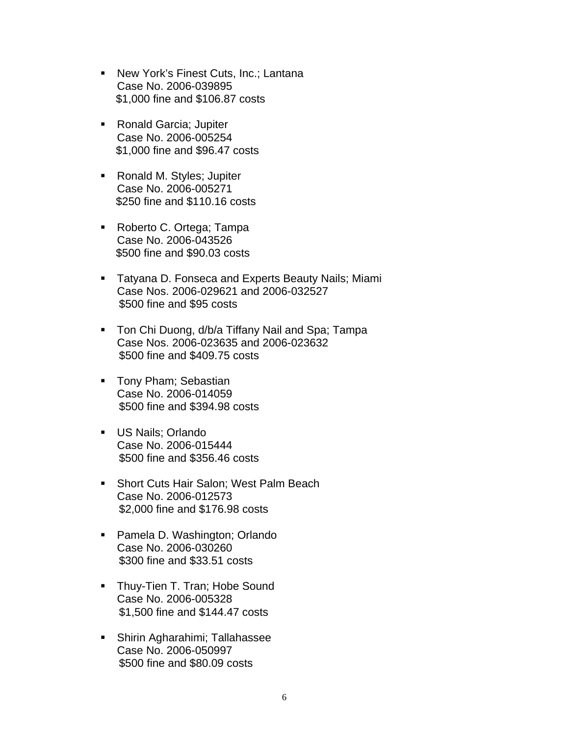- New York's Finest Cuts, Inc.; Lantana
  Case No. 2006-039895
  $1,000 fine and $106.87 costs

- Ronald Garcia; Jupiter
  Case No. 2006-005254
  $1,000 fine and $96.47 costs

- Ronald M. Styles; Jupiter
  Case No. 2006-005271
  $250 fine and $110.16 costs

- Roberto C. Ortega; Tampa
  Case No. 2006-043526
  $500 fine and $90.03 costs

- Tatyana D. Fonseca and Experts Beauty Nails; Miami
  Case Nos. 2006-029621 and 2006-032527
  $500 fine and $95 costs

- Ton Chi Duong, d/b/a Tiffany Nail and Spa; Tampa
  Case Nos. 2006-023635 and 2006-023632
  $500 fine and $409.75 costs

- Tony Pham; Sebastian
  Case No. 2006-014059
  $500 fine and $394.98 costs

- US Nails; Orlando
  Case No. 2006-015444
  $500 fine and $356.46 costs

- Short Cuts Hair Salon; West Palm Beach
  Case No. 2006-012573
  $2,000 fine and $176.98 costs

- Pamela D. Washington; Orlando
  Case No. 2006-030260
  $300 fine and $33.51 costs

- Thuy-Tien T. Tran; Hobe Sound
  Case No. 2006-005328
  $1,500 fine and $144.47 costs

- Shirin Agharahimi; Tallahassee
  Case No. 2006-050997
  $500 fine and $80.09 costs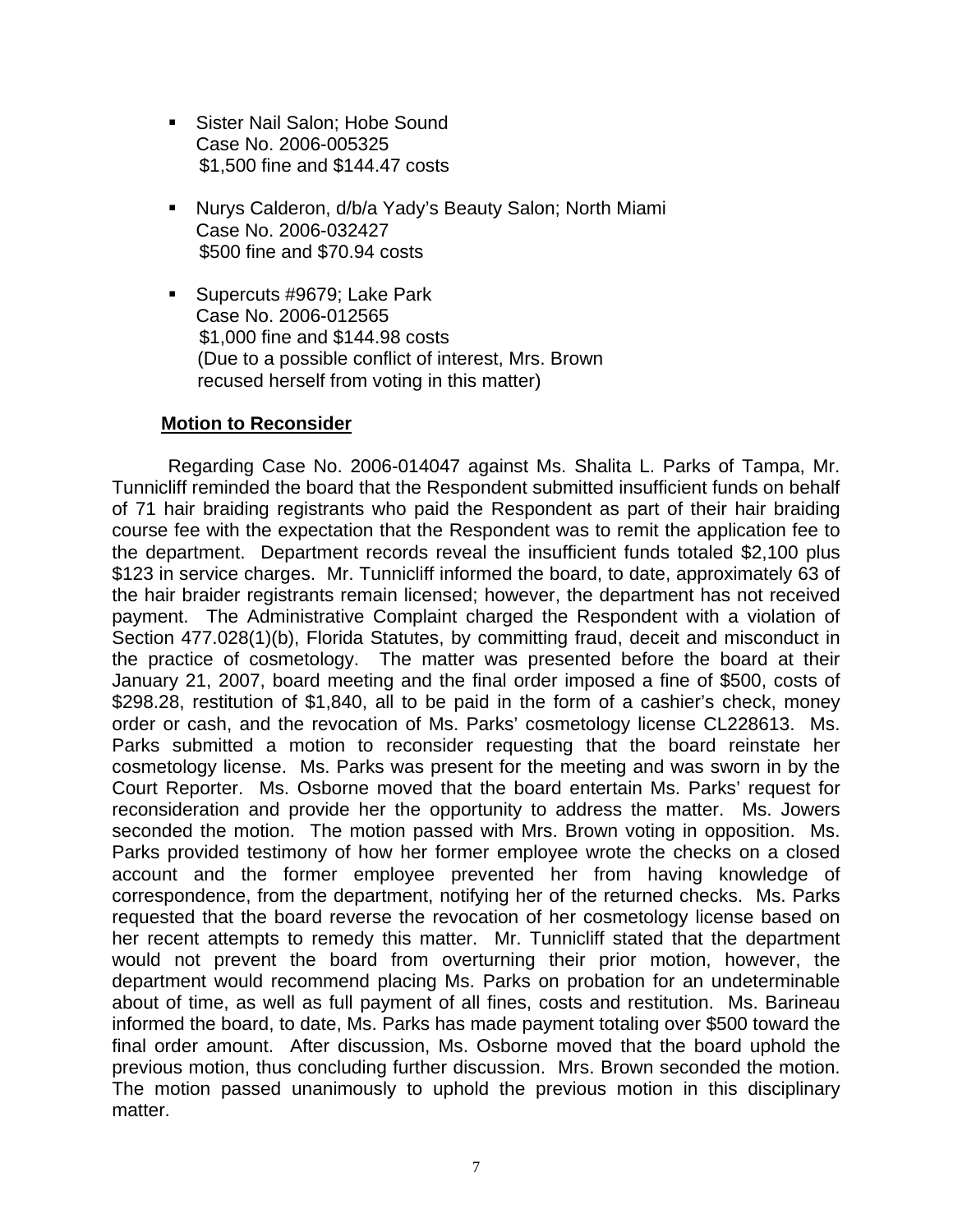- Sister Nail Salon; Hobe Sound
  Case No. 2006-005325
  $1,500 fine and $144.47 costs

- Nurys Calderon, d/b/a Yady's Beauty Salon; North Miami
  Case No. 2006-032427
  $500 fine and $70.94 costs

- Supercuts #9679; Lake Park
  Case No. 2006-012565
  $1,000 fine and $144.98 costs
  (Due to a possible conflict of interest, Mrs. Brown recused herself from voting in this matter)

**Motion to Reconsider**

Regarding Case No. 2006-014047 against Ms. Shalita L. Parks of Tampa, Mr. Tunnicliff reminded the board that the Respondent submitted insufficient funds on behalf of 71 hair braiding registrants who paid the Respondent as part of their hair braiding course fee with the expectation that the Respondent was to remit the application fee to the department. Department records reveal the insufficient funds totaled $2,100 plus $123 in service charges. Mr. Tunnicliff informed the board, to date, approximately 63 of the hair braider registrants remain licensed; however, the department has not received payment. The Administrative Complaint charged the Respondent with a violation of Section 477.028(1)(b), Florida Statutes, by committing fraud, deceit and misconduct in the practice of cosmetology. The matter was presented before the board at their January 21, 2007, board meeting and the final order imposed a fine of $500, costs of $298.28, restitution of $1,840, all to be paid in the form of a cashier's check, money order or cash, and the revocation of Ms. Parks' cosmetology license CL228613. Ms. Parks submitted a motion to reconsider requesting that the board reinstate her cosmetology license. Ms. Parks was present for the meeting and was sworn in by the Court Reporter. Ms. Osborne moved that the board entertain Ms. Parks' request for reconsideration and provide her the opportunity to address the matter. Ms. Jowers seconded the motion. The motion passed with Mrs. Brown voting in opposition. Ms. Parks provided testimony of how her former employee wrote the checks on a closed account and the former employee prevented her from having knowledge of correspondence, from the department, notifying her of the returned checks. Ms. Parks requested that the board reverse the revocation of her cosmetology license based on her recent attempts to remedy this matter. Mr. Tunnicliff stated that the department would not prevent the board from overturning their prior motion, however, the department would recommend placing Ms. Parks on probation for an undeterminable about of time, as well as full payment of all fines, costs and restitution. Ms. Barineau informed the board, to date, Ms. Parks has made payment totaling over $500 toward the final order amount. After discussion, Ms. Osborne moved that the board uphold the previous motion, thus concluding further discussion. Mrs. Brown seconded the motion. The motion passed unanimously to uphold the previous motion in this disciplinary matter.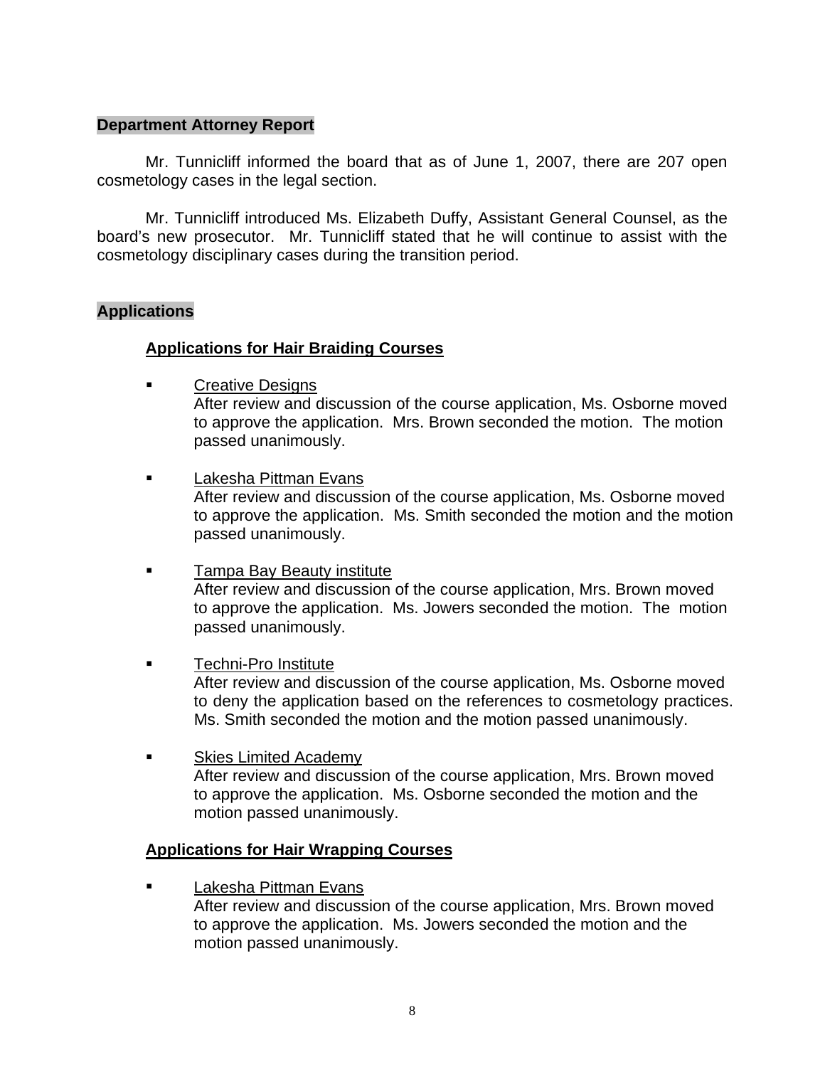**Department Attorney Report**

Mr. Tunnicliff informed the board that as of June 1, 2007, there are 207 open cosmetology cases in the legal section.

Mr. Tunnicliff introduced Ms. Elizabeth Duffy, Assistant General Counsel, as the board's new prosecutor. Mr. Tunnicliff stated that he will continue to assist with the cosmetology disciplinary cases during the transition period.

**Applications**

**Applications for Hair Braiding Courses**

- Creative Designs
  After review and discussion of the course application, Ms. Osborne moved to approve the application. Mrs. Brown seconded the motion. The motion passed unanimously.

- Lakesha Pittman Evans
  After review and discussion of the course application, Ms. Osborne moved to approve the application. Ms. Smith seconded the motion and the motion passed unanimously.

- Tampa Bay Beauty institute
  After review and discussion of the course application, Mrs. Brown moved to approve the application. Ms. Jowers seconded the motion. The motion passed unanimously.

- Techni-Pro Institute
  After review and discussion of the course application, Ms. Osborne moved to deny the application based on the references to cosmetology practices. Ms. Smith seconded the motion and the motion passed unanimously.

- Skies Limited Academy
  After review and discussion of the course application, Mrs. Brown moved to approve the application. Ms. Osborne seconded the motion and the motion passed unanimously.

**Applications for Hair Wrapping Courses**

- Lakesha Pittman Evans
  After review and discussion of the course application, Mrs. Brown moved to approve the application. Ms. Jowers seconded the motion and the motion passed unanimously.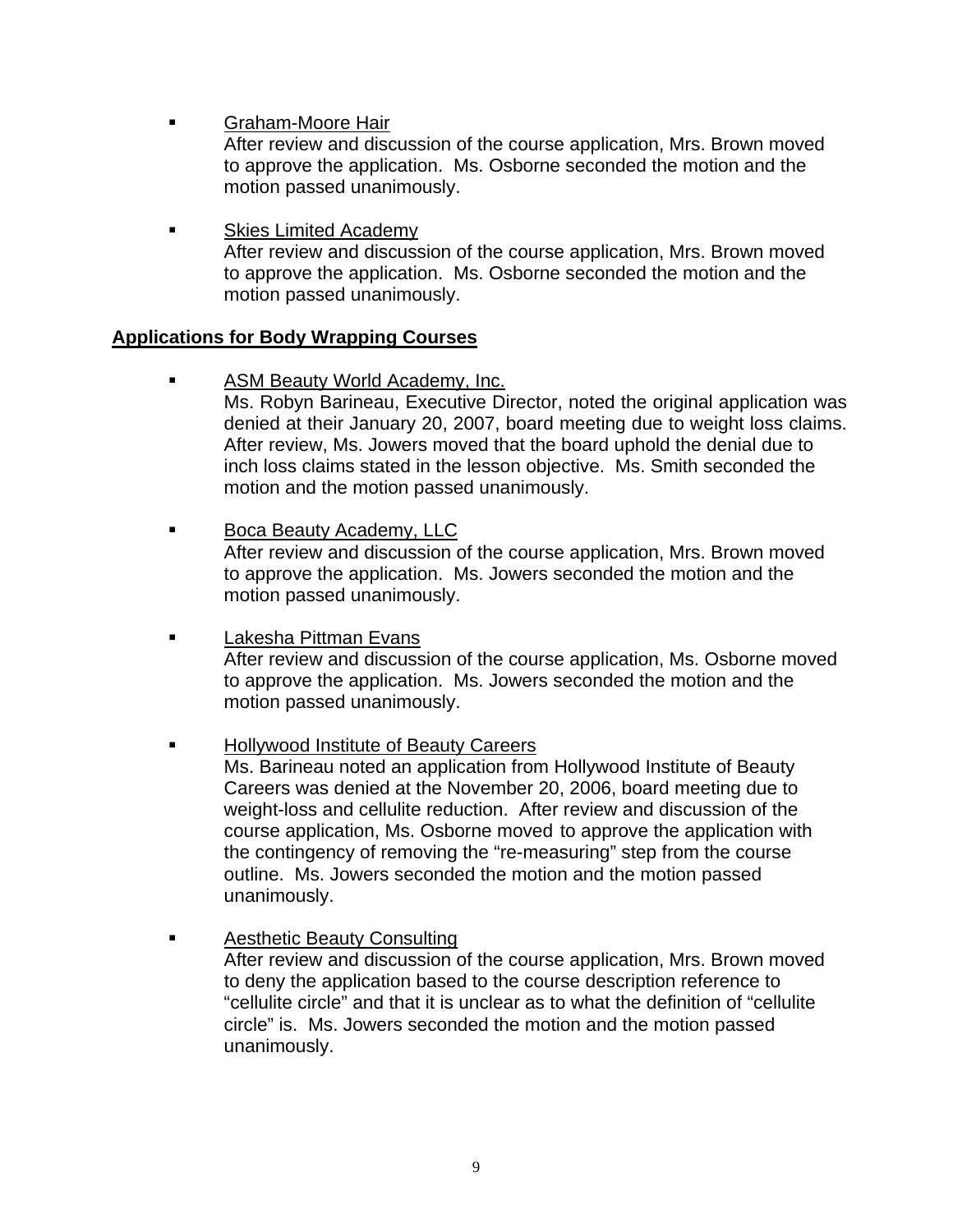- Graham-Moore Hair
  After review and discussion of the course application, Mrs. Brown moved to approve the application. Ms. Osborne seconded the motion and the motion passed unanimously.

- Skies Limited Academy
  After review and discussion of the course application, Mrs. Brown moved to approve the application. Ms. Osborne seconded the motion and the motion passed unanimously.

**Applications for Body Wrapping Courses**

- ASM Beauty World Academy, Inc.
  Ms. Robyn Barineau, Executive Director, noted the original application was denied at their January 20, 2007, board meeting due to weight loss claims. After review, Ms. Jowers moved that the board uphold the denial due to inch loss claims stated in the lesson objective. Ms. Smith seconded the motion and the motion passed unanimously.

- Boca Beauty Academy, LLC
  After review and discussion of the course application, Mrs. Brown moved to approve the application. Ms. Jowers seconded the motion and the motion passed unanimously.

- Lakesha Pittman Evans
  After review and discussion of the course application, Ms. Osborne moved to approve the application. Ms. Jowers seconded the motion and the motion passed unanimously.

- Hollywood Institute of Beauty Careers
  Ms. Barineau noted an application from Hollywood Institute of Beauty Careers was denied at the November 20, 2006, board meeting due to weight-loss and cellulite reduction. After review and discussion of the course application, Ms. Osborne moved to approve the application with the contingency of removing the "re-measuring" step from the course outline. Ms. Jowers seconded the motion and the motion passed unanimously.

- Aesthetic Beauty Consulting
  After review and discussion of the course application, Mrs. Brown moved to deny the application based to the course description reference to "cellulite circle" and that it is unclear as to what the definition of "cellulite circle" is. Ms. Jowers seconded the motion and the motion passed unanimously.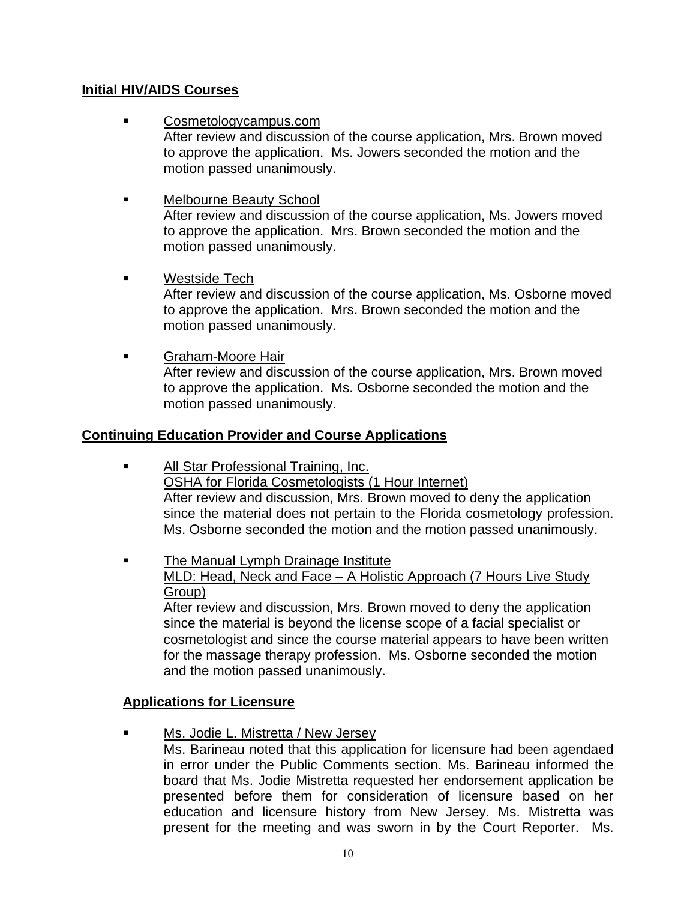## Initial HIV/AIDS Courses

- Cosmetologycampus.com
  After review and discussion of the course application, Mrs. Brown moved to approve the application. Ms. Jowers seconded the motion and the motion passed unanimously.

- Melbourne Beauty School
  After review and discussion of the course application, Ms. Jowers moved to approve the application. Mrs. Brown seconded the motion and the motion passed unanimously.

- Westside Tech
  After review and discussion of the course application, Ms. Osborne moved to approve the application. Mrs. Brown seconded the motion and the motion passed unanimously.

- Graham-Moore Hair
  After review and discussion of the course application, Mrs. Brown moved to approve the application. Ms. Osborne seconded the motion and the motion passed unanimously.

## Continuing Education Provider and Course Applications

- All Star Professional Training, Inc.
  OSHA for Florida Cosmetologists (1 Hour Internet)
  After review and discussion, Mrs. Brown moved to deny the application since the material does not pertain to the Florida cosmetology profession. Ms. Osborne seconded the motion and the motion passed unanimously.

- The Manual Lymph Drainage Institute
  MLD: Head, Neck and Face – A Holistic Approach (7 Hours Live Study Group)
  After review and discussion, Mrs. Brown moved to deny the application since the material is beyond the license scope of a facial specialist or cosmetologist and since the course material appears to have been written for the massage therapy profession. Ms. Osborne seconded the motion and the motion passed unanimously.

### Applications for Licensure

- Ms. Jodie L. Mistretta / New Jersey
  Ms. Barineau noted that this application for licensure had been agendaed in error under the Public Comments section. Ms. Barineau informed the board that Ms. Jodie Mistretta requested her endorsement application be presented before them for consideration of licensure based on her education and licensure history from New Jersey. Ms. Mistretta was present for the meeting and was sworn in by the Court Reporter. Ms.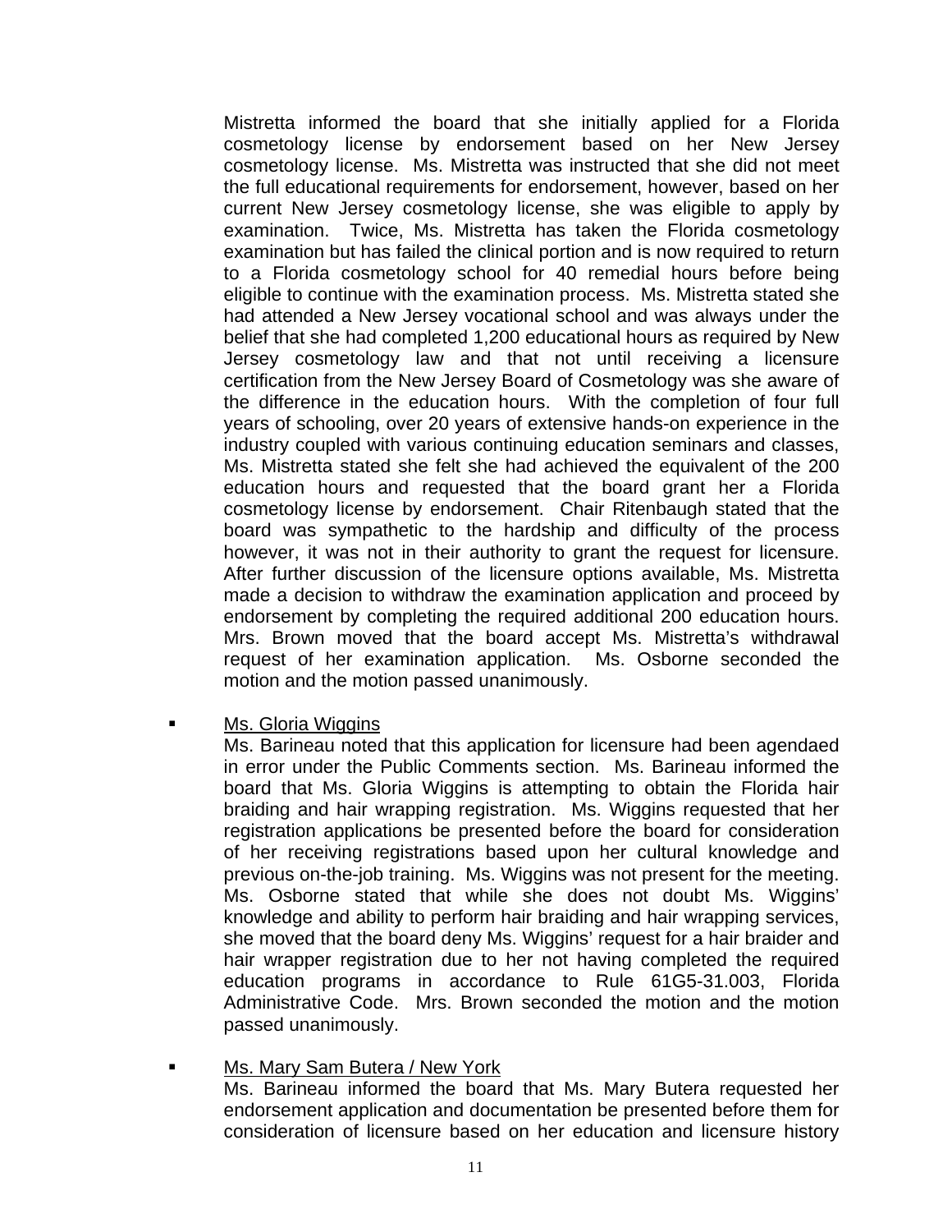Mistretta informed the board that she initially applied for a Florida cosmetology license by endorsement based on her New Jersey cosmetology license. Ms. Mistretta was instructed that she did not meet the full educational requirements for endorsement, however, based on her current New Jersey cosmetology license, she was eligible to apply by examination. Twice, Ms. Mistretta has taken the Florida cosmetology examination but has failed the clinical portion and is now required to return to a Florida cosmetology school for 40 remedial hours before being eligible to continue with the examination process. Ms. Mistretta stated she had attended a New Jersey vocational school and was always under the belief that she had completed 1,200 educational hours as required by New Jersey cosmetology law and that not until receiving a licensure certification from the New Jersey Board of Cosmetology was she aware of the difference in the education hours. With the completion of four full years of schooling, over 20 years of extensive hands-on experience in the industry coupled with various continuing education seminars and classes, Ms. Mistretta stated she felt she had achieved the equivalent of the 200 education hours and requested that the board grant her a Florida cosmetology license by endorsement. Chair Ritenbaugh stated that the board was sympathetic to the hardship and difficulty of the process however, it was not in their authority to grant the request for licensure. After further discussion of the licensure options available, Ms. Mistretta made a decision to withdraw the examination application and proceed by endorsement by completing the required additional 200 education hours. Mrs. Brown moved that the board accept Ms. Mistretta's withdrawal request of her examination application. Ms. Osborne seconded the motion and the motion passed unanimously.

- <u>Ms. Gloria Wiggins</u>

  Ms. Barineau noted that this application for licensure had been agendaed in error under the Public Comments section. Ms. Barineau informed the board that Ms. Gloria Wiggins is attempting to obtain the Florida hair braiding and hair wrapping registration. Ms. Wiggins requested that her registration applications be presented before the board for consideration of her receiving registrations based upon her cultural knowledge and previous on-the-job training. Ms. Wiggins was not present for the meeting. Ms. Osborne stated that while she does not doubt Ms. Wiggins' knowledge and ability to perform hair braiding and hair wrapping services, she moved that the board deny Ms. Wiggins' request for a hair braider and hair wrapper registration due to her not having completed the required education programs in accordance to Rule 61G5-31.003, Florida Administrative Code. Mrs. Brown seconded the motion and the motion passed unanimously.

- <u>Ms. Mary Sam Butera / New York</u>

  Ms. Barineau informed the board that Ms. Mary Butera requested her endorsement application and documentation be presented before them for consideration of licensure based on her education and licensure history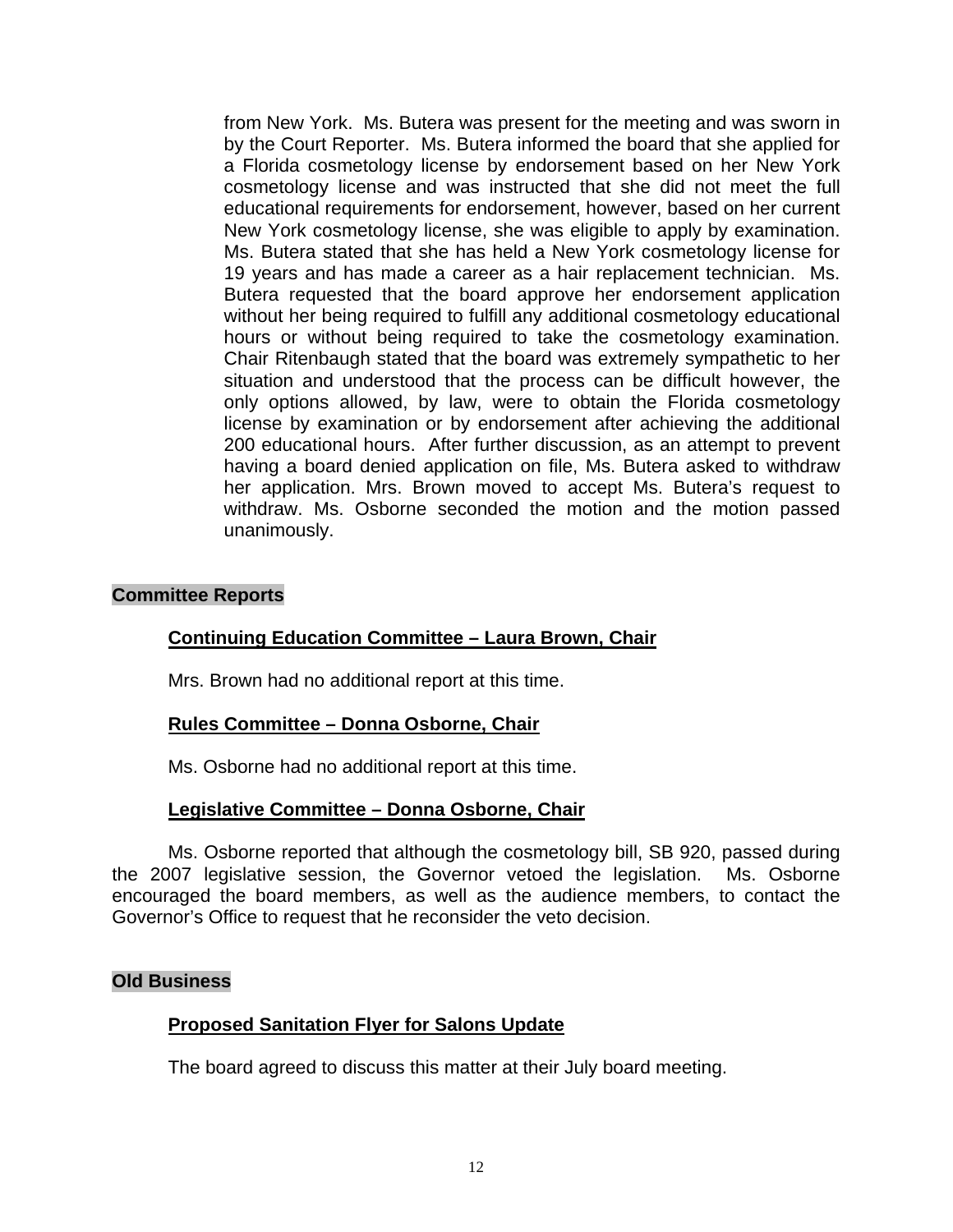from New York. Ms. Butera was present for the meeting and was sworn in by the Court Reporter. Ms. Butera informed the board that she applied for a Florida cosmetology license by endorsement based on her New York cosmetology license and was instructed that she did not meet the full educational requirements for endorsement, however, based on her current New York cosmetology license, she was eligible to apply by examination. Ms. Butera stated that she has held a New York cosmetology license for 19 years and has made a career as a hair replacement technician. Ms. Butera requested that the board approve her endorsement application without her being required to fulfill any additional cosmetology educational hours or without being required to take the cosmetology examination. Chair Ritenbaugh stated that the board was extremely sympathetic to her situation and understood that the process can be difficult however, the only options allowed, by law, were to obtain the Florida cosmetology license by examination or by endorsement after achieving the additional 200 educational hours. After further discussion, as an attempt to prevent having a board denied application on file, Ms. Butera asked to withdraw her application. Mrs. Brown moved to accept Ms. Butera's request to withdraw. Ms. Osborne seconded the motion and the motion passed unanimously.

## Committee Reports

### Continuing Education Committee – Laura Brown, Chair

Mrs. Brown had no additional report at this time.

### Rules Committee – Donna Osborne, Chair

Ms. Osborne had no additional report at this time.

### Legislative Committee – Donna Osborne, Chair

Ms. Osborne reported that although the cosmetology bill, SB 920, passed during the 2007 legislative session, the Governor vetoed the legislation. Ms. Osborne encouraged the board members, as well as the audience members, to contact the Governor's Office to request that he reconsider the veto decision.

## Old Business

### Proposed Sanitation Flyer for Salons Update

The board agreed to discuss this matter at their July board meeting.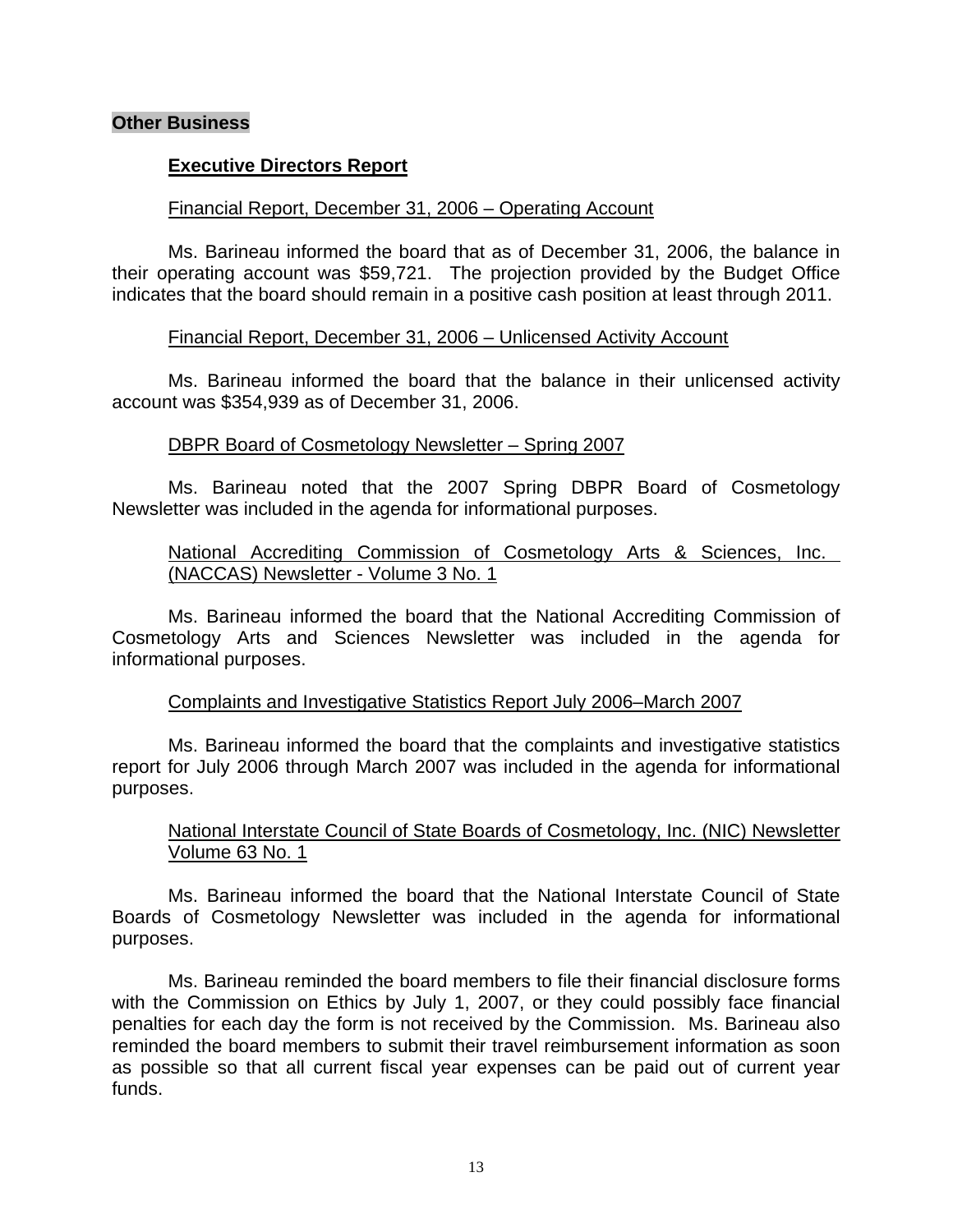**Other Business**

**Executive Directors Report**

Financial Report, December 31, 2006 – Operating Account

Ms. Barineau informed the board that as of December 31, 2006, the balance in their operating account was $59,721. The projection provided by the Budget Office indicates that the board should remain in a positive cash position at least through 2011.

Financial Report, December 31, 2006 – Unlicensed Activity Account

Ms. Barineau informed the board that the balance in their unlicensed activity account was $354,939 as of December 31, 2006.

DBPR Board of Cosmetology Newsletter – Spring 2007

Ms. Barineau noted that the 2007 Spring DBPR Board of Cosmetology Newsletter was included in the agenda for informational purposes.

National Accrediting Commission of Cosmetology Arts & Sciences, Inc. (NACCAS) Newsletter - Volume 3 No. 1

Ms. Barineau informed the board that the National Accrediting Commission of Cosmetology Arts and Sciences Newsletter was included in the agenda for informational purposes.

Complaints and Investigative Statistics Report July 2006–March 2007

Ms. Barineau informed the board that the complaints and investigative statistics report for July 2006 through March 2007 was included in the agenda for informational purposes.

National Interstate Council of State Boards of Cosmetology, Inc. (NIC) Newsletter Volume 63 No. 1

Ms. Barineau informed the board that the National Interstate Council of State Boards of Cosmetology Newsletter was included in the agenda for informational purposes.

Ms. Barineau reminded the board members to file their financial disclosure forms with the Commission on Ethics by July 1, 2007, or they could possibly face financial penalties for each day the form is not received by the Commission. Ms. Barineau also reminded the board members to submit their travel reimbursement information as soon as possible so that all current fiscal year expenses can be paid out of current year funds.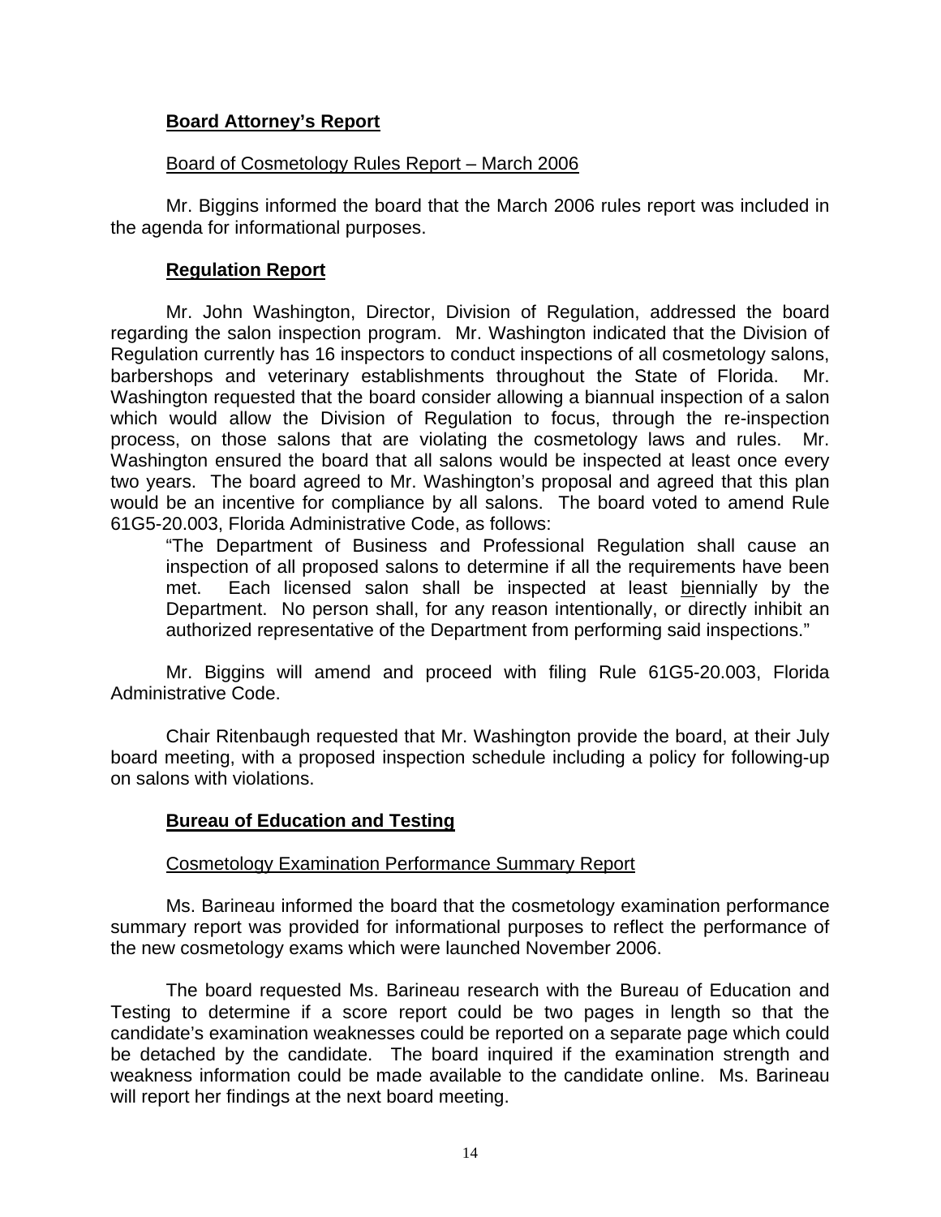**Board Attorney's Report**

Board of Cosmetology Rules Report – March 2006

Mr. Biggins informed the board that the March 2006 rules report was included in the agenda for informational purposes.

**Regulation Report**

Mr. John Washington, Director, Division of Regulation, addressed the board regarding the salon inspection program. Mr. Washington indicated that the Division of Regulation currently has 16 inspectors to conduct inspections of all cosmetology salons, barbershops and veterinary establishments throughout the State of Florida. Mr. Washington requested that the board consider allowing a biannual inspection of a salon which would allow the Division of Regulation to focus, through the re-inspection process, on those salons that are violating the cosmetology laws and rules. Mr. Washington ensured the board that all salons would be inspected at least once every two years. The board agreed to Mr. Washington's proposal and agreed that this plan would be an incentive for compliance by all salons. The board voted to amend Rule 61G5-20.003, Florida Administrative Code, as follows:

> "The Department of Business and Professional Regulation shall cause an inspection of all proposed salons to determine if all the requirements have been met. Each licensed salon shall be inspected at least <u>bi</u>ennially by the Department. No person shall, for any reason intentionally, or directly inhibit an authorized representative of the Department from performing said inspections."

Mr. Biggins will amend and proceed with filing Rule 61G5-20.003, Florida Administrative Code.

Chair Ritenbaugh requested that Mr. Washington provide the board, at their July board meeting, with a proposed inspection schedule including a policy for following-up on salons with violations.

**Bureau of Education and Testing**

Cosmetology Examination Performance Summary Report

Ms. Barineau informed the board that the cosmetology examination performance summary report was provided for informational purposes to reflect the performance of the new cosmetology exams which were launched November 2006.

The board requested Ms. Barineau research with the Bureau of Education and Testing to determine if a score report could be two pages in length so that the candidate's examination weaknesses could be reported on a separate page which could be detached by the candidate. The board inquired if the examination strength and weakness information could be made available to the candidate online. Ms. Barineau will report her findings at the next board meeting.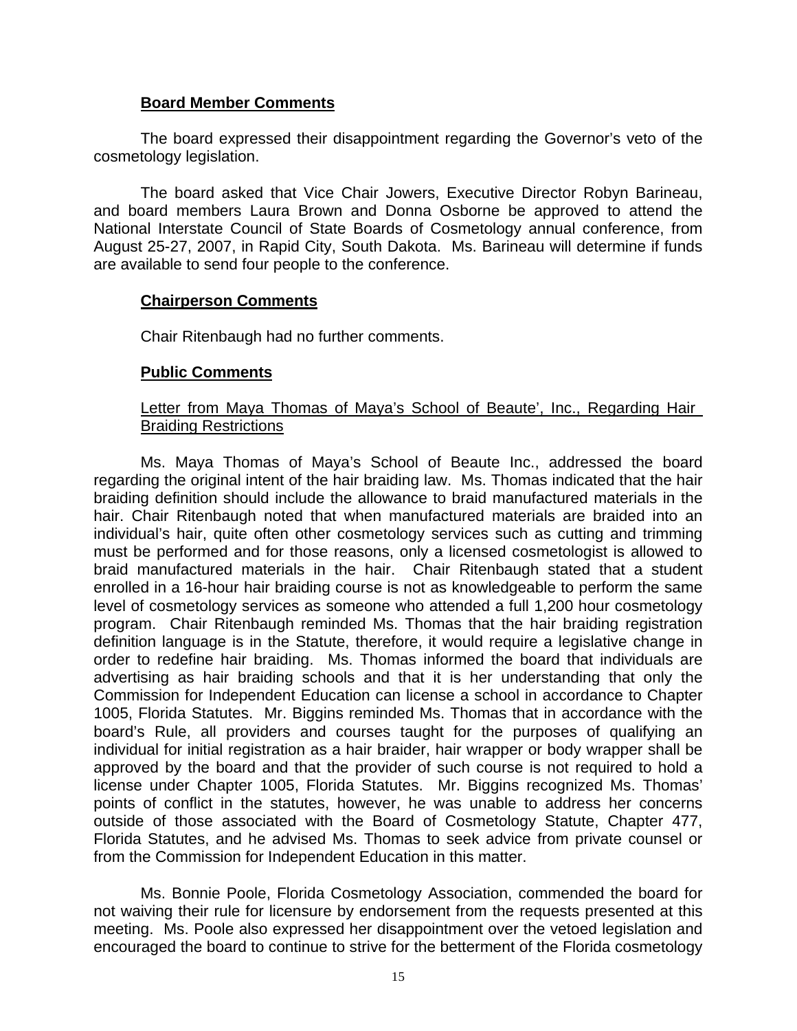**Board Member Comments**

The board expressed their disappointment regarding the Governor's veto of the cosmetology legislation.

The board asked that Vice Chair Jowers, Executive Director Robyn Barineau, and board members Laura Brown and Donna Osborne be approved to attend the National Interstate Council of State Boards of Cosmetology annual conference, from August 25-27, 2007, in Rapid City, South Dakota. Ms. Barineau will determine if funds are available to send four people to the conference.

**Chairperson Comments**

Chair Ritenbaugh had no further comments.

**Public Comments**

Letter from Maya Thomas of Maya's School of Beaute', Inc., Regarding Hair Braiding Restrictions

Ms. Maya Thomas of Maya's School of Beaute Inc., addressed the board regarding the original intent of the hair braiding law. Ms. Thomas indicated that the hair braiding definition should include the allowance to braid manufactured materials in the hair. Chair Ritenbaugh noted that when manufactured materials are braided into an individual's hair, quite often other cosmetology services such as cutting and trimming must be performed and for those reasons, only a licensed cosmetologist is allowed to braid manufactured materials in the hair. Chair Ritenbaugh stated that a student enrolled in a 16-hour hair braiding course is not as knowledgeable to perform the same level of cosmetology services as someone who attended a full 1,200 hour cosmetology program. Chair Ritenbaugh reminded Ms. Thomas that the hair braiding registration definition language is in the Statute, therefore, it would require a legislative change in order to redefine hair braiding. Ms. Thomas informed the board that individuals are advertising as hair braiding schools and that it is her understanding that only the Commission for Independent Education can license a school in accordance to Chapter 1005, Florida Statutes. Mr. Biggins reminded Ms. Thomas that in accordance with the board's Rule, all providers and courses taught for the purposes of qualifying an individual for initial registration as a hair braider, hair wrapper or body wrapper shall be approved by the board and that the provider of such course is not required to hold a license under Chapter 1005, Florida Statutes. Mr. Biggins recognized Ms. Thomas' points of conflict in the statutes, however, he was unable to address her concerns outside of those associated with the Board of Cosmetology Statute, Chapter 477, Florida Statutes, and he advised Ms. Thomas to seek advice from private counsel or from the Commission for Independent Education in this matter.

Ms. Bonnie Poole, Florida Cosmetology Association, commended the board for not waiving their rule for licensure by endorsement from the requests presented at this meeting. Ms. Poole also expressed her disappointment over the vetoed legislation and encouraged the board to continue to strive for the betterment of the Florida cosmetology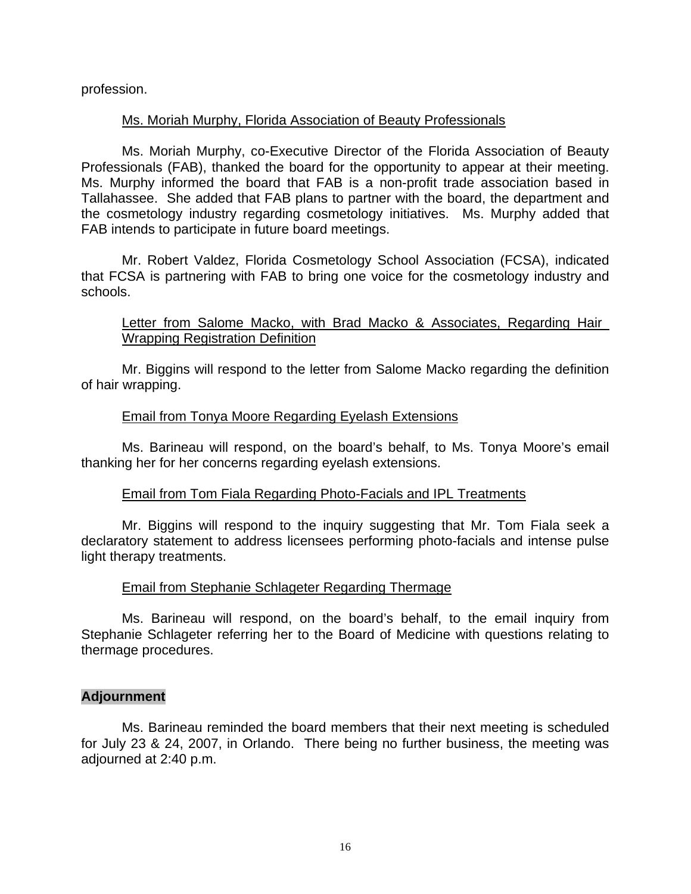profession.

Ms. Moriah Murphy, Florida Association of Beauty Professionals

Ms. Moriah Murphy, co-Executive Director of the Florida Association of Beauty Professionals (FAB), thanked the board for the opportunity to appear at their meeting. Ms. Murphy informed the board that FAB is a non-profit trade association based in Tallahassee. She added that FAB plans to partner with the board, the department and the cosmetology industry regarding cosmetology initiatives. Ms. Murphy added that FAB intends to participate in future board meetings.

Mr. Robert Valdez, Florida Cosmetology School Association (FCSA), indicated that FCSA is partnering with FAB to bring one voice for the cosmetology industry and schools.

Letter from Salome Macko, with Brad Macko & Associates, Regarding Hair Wrapping Registration Definition

Mr. Biggins will respond to the letter from Salome Macko regarding the definition of hair wrapping.

Email from Tonya Moore Regarding Eyelash Extensions

Ms. Barineau will respond, on the board's behalf, to Ms. Tonya Moore's email thanking her for her concerns regarding eyelash extensions.

Email from Tom Fiala Regarding Photo-Facials and IPL Treatments

Mr. Biggins will respond to the inquiry suggesting that Mr. Tom Fiala seek a declaratory statement to address licensees performing photo-facials and intense pulse light therapy treatments.

Email from Stephanie Schlageter Regarding Thermage

Ms. Barineau will respond, on the board's behalf, to the email inquiry from Stephanie Schlageter referring her to the Board of Medicine with questions relating to thermage procedures.

## Adjournment

Ms. Barineau reminded the board members that their next meeting is scheduled for July 23 & 24, 2007, in Orlando. There being no further business, the meeting was adjourned at 2:40 p.m.